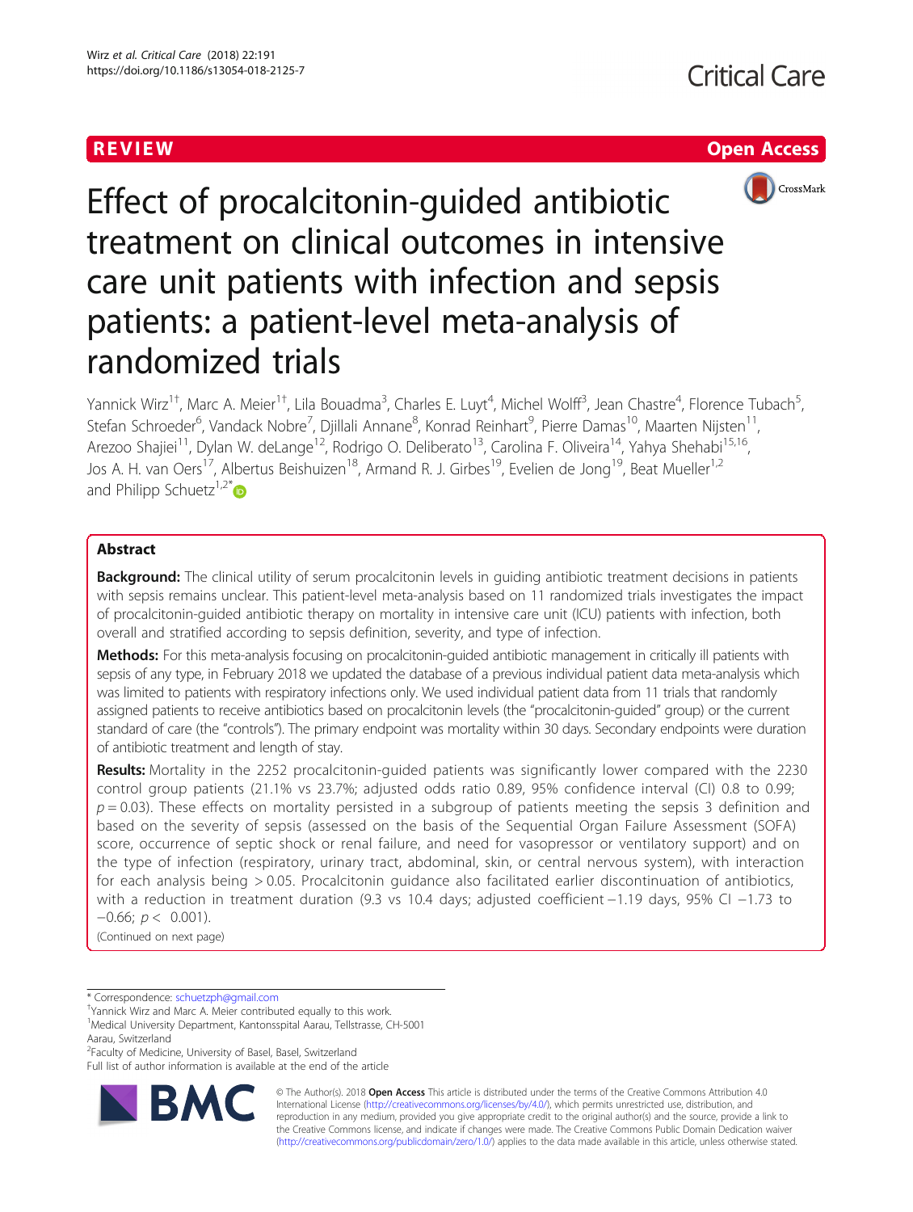REVIEW

Open Access

# Effect of procalcitonin-guided antibiotic treatment on clinical outcomes in intensive care unit patients with infection and sepsis patients: a patient-level meta-analysis of randomized trials

Yannick Wirz[1†], Marc A. Meier[1†], Lila Bouadma[3], Charles E. Luyt[4], Michel Wolff[3], Jean Chastre[4], Florence Tubach[5], Stefan Schroeder[6], Vandack Nobre[7], Djillali Annane[8], Konrad Reinhart[9], Pierre Damas[10], Maarten Nijsten[11], Arezoo Shajiei[11], Dylan W. deLange[12], Rodrigo O. Deliberato[13], Carolina F. Oliveira[14], Yahya Shehabi[15,16], Jos A. H. van Oers[17], Albertus Beishuizen[18], Armand R. J. Girbes[19], Evelien de Jong[19], Beat Mueller[1,2] and Philipp Schuetz[1,2*]

## Abstract

**Background:** The clinical utility of serum procalcitonin levels in guiding antibiotic treatment decisions in patients with sepsis remains unclear. This patient-level meta-analysis based on 11 randomized trials investigates the impact of procalcitonin-guided antibiotic therapy on mortality in intensive care unit (ICU) patients with infection, both overall and stratified according to sepsis definition, severity, and type of infection.

**Methods:** For this meta-analysis focusing on procalcitonin-guided antibiotic management in critically ill patients with sepsis of any type, in February 2018 we updated the database of a previous individual patient data meta-analysis which was limited to patients with respiratory infections only. We used individual patient data from 11 trials that randomly assigned patients to receive antibiotics based on procalcitonin levels (the "procalcitonin-guided" group) or the current standard of care (the "controls"). The primary endpoint was mortality within 30 days. Secondary endpoints were duration of antibiotic treatment and length of stay.

**Results:** Mortality in the 2252 procalcitonin-guided patients was significantly lower compared with the 2230 control group patients (21.1% vs 23.7%; adjusted odds ratio 0.89, 95% confidence interval (CI) 0.8 to 0.99; $p = 0.03$). These effects on mortality persisted in a subgroup of patients meeting the sepsis 3 definition and based on the severity of sepsis (assessed on the basis of the Sequential Organ Failure Assessment (SOFA) score, occurrence of septic shock or renal failure, and need for vasopressor or ventilatory support) and on the type of infection (respiratory, urinary tract, abdominal, skin, or central nervous system), with interaction for each analysis being $> 0.05$. Procalcitonin guidance also facilitated earlier discontinuation of antibiotics, with a reduction in treatment duration (9.3 vs 10.4 days; adjusted coefficient −1.19 days, 95% CI −1.73 to −0.66; $p < 0.001$).

(Continued on next page)

\* Correspondence: schuetzph@gmail.com

†Yannick Wirz and Marc A. Meier contributed equally to this work.

[1]Medical University Department, Kantonsspital Aarau, Tellstrasse, CH-5001 Aarau, Switzerland

[2]Faculty of Medicine, University of Basel, Basel, Switzerland

Full list of author information is available at the end of the article

© The Author(s). 2018 **Open Access** This article is distributed under the terms of the Creative Commons Attribution 4.0 International License (http://creativecommons.org/licenses/by/4.0/), which permits unrestricted use, distribution, and reproduction in any medium, provided you give appropriate credit to the original author(s) and the source, provide a link to the Creative Commons license, and indicate if changes were made. The Creative Commons Public Domain Dedication waiver (http://creativecommons.org/publicdomain/zero/1.0/) applies to the data made available in this article, unless otherwise stated.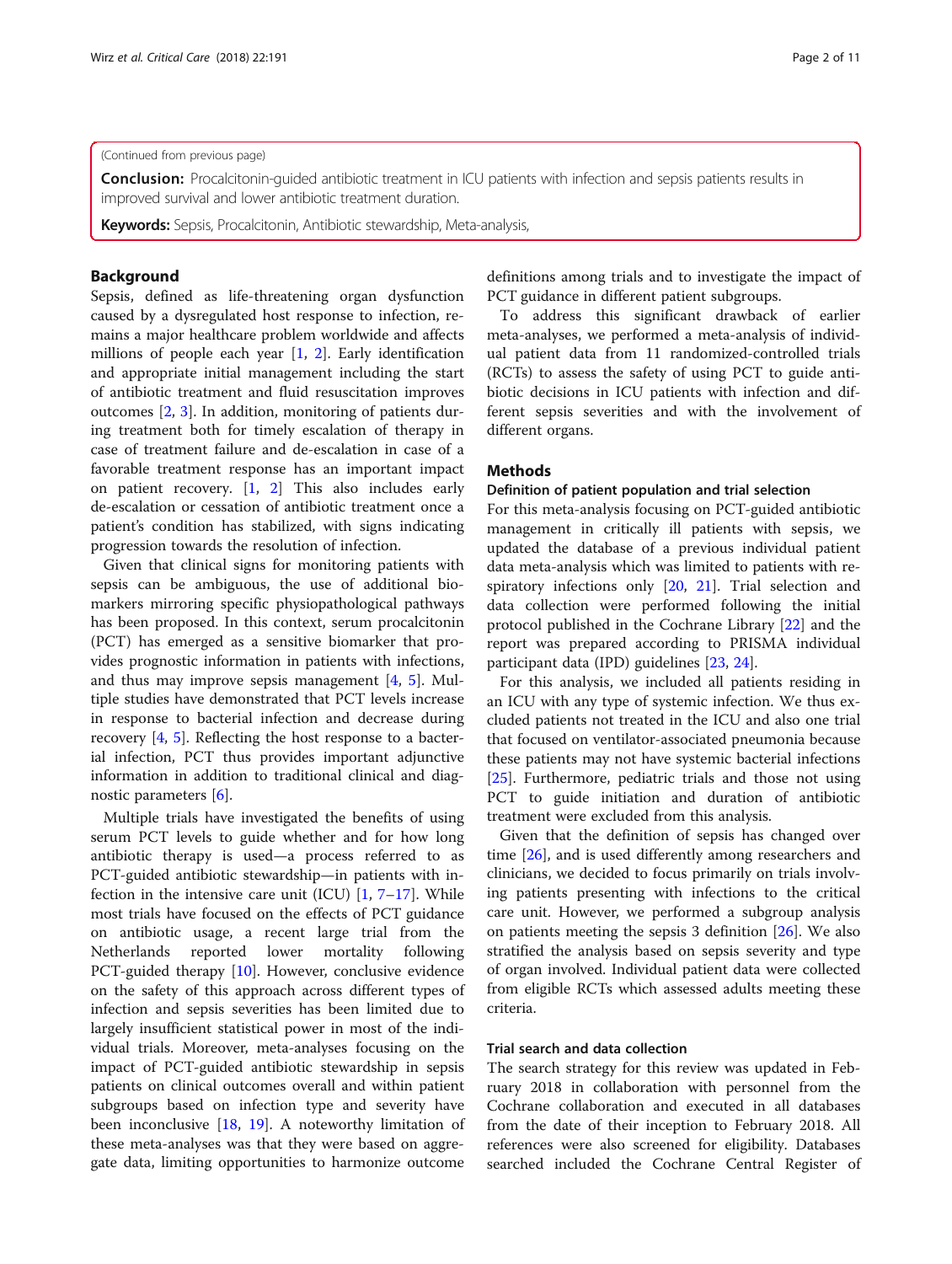(Continued from previous page)

**Conclusion:** Procalcitonin-guided antibiotic treatment in ICU patients with infection and sepsis patients results in improved survival and lower antibiotic treatment duration.

**Keywords:** Sepsis, Procalcitonin, Antibiotic stewardship, Meta-analysis,

## Background

Sepsis, defined as life-threatening organ dysfunction caused by a dysregulated host response to infection, remains a major healthcare problem worldwide and affects millions of people each year [1, 2]. Early identification and appropriate initial management including the start of antibiotic treatment and fluid resuscitation improves outcomes [2, 3]. In addition, monitoring of patients during treatment both for timely escalation of therapy in case of treatment failure and de-escalation in case of a favorable treatment response has an important impact on patient recovery. [1, 2] This also includes early de-escalation or cessation of antibiotic treatment once a patient's condition has stabilized, with signs indicating progression towards the resolution of infection.

Given that clinical signs for monitoring patients with sepsis can be ambiguous, the use of additional biomarkers mirroring specific physiopathological pathways has been proposed. In this context, serum procalcitonin (PCT) has emerged as a sensitive biomarker that provides prognostic information in patients with infections, and thus may improve sepsis management [4, 5]. Multiple studies have demonstrated that PCT levels increase in response to bacterial infection and decrease during recovery [4, 5]. Reflecting the host response to a bacterial infection, PCT thus provides important adjunctive information in addition to traditional clinical and diagnostic parameters [6].

Multiple trials have investigated the benefits of using serum PCT levels to guide whether and for how long antibiotic therapy is used—a process referred to as PCT-guided antibiotic stewardship—in patients with infection in the intensive care unit (ICU) [1, 7–17]. While most trials have focused on the effects of PCT guidance on antibiotic usage, a recent large trial from the Netherlands reported lower mortality following PCT-guided therapy [10]. However, conclusive evidence on the safety of this approach across different types of infection and sepsis severities has been limited due to largely insufficient statistical power in most of the individual trials. Moreover, meta-analyses focusing on the impact of PCT-guided antibiotic stewardship in sepsis patients on clinical outcomes overall and within patient subgroups based on infection type and severity have been inconclusive [18, 19]. A noteworthy limitation of these meta-analyses was that they were based on aggregate data, limiting opportunities to harmonize outcome definitions among trials and to investigate the impact of PCT guidance in different patient subgroups.

To address this significant drawback of earlier meta-analyses, we performed a meta-analysis of individual patient data from 11 randomized-controlled trials (RCTs) to assess the safety of using PCT to guide antibiotic decisions in ICU patients with infection and different sepsis severities and with the involvement of different organs.

## Methods

### Definition of patient population and trial selection

For this meta-analysis focusing on PCT-guided antibiotic management in critically ill patients with sepsis, we updated the database of a previous individual patient data meta-analysis which was limited to patients with respiratory infections only [20, 21]. Trial selection and data collection were performed following the initial protocol published in the Cochrane Library [22] and the report was prepared according to PRISMA individual participant data (IPD) guidelines [23, 24].

For this analysis, we included all patients residing in an ICU with any type of systemic infection. We thus excluded patients not treated in the ICU and also one trial that focused on ventilator-associated pneumonia because these patients may not have systemic bacterial infections [25]. Furthermore, pediatric trials and those not using PCT to guide initiation and duration of antibiotic treatment were excluded from this analysis.

Given that the definition of sepsis has changed over time [26], and is used differently among researchers and clinicians, we decided to focus primarily on trials involving patients presenting with infections to the critical care unit. However, we performed a subgroup analysis on patients meeting the sepsis 3 definition [26]. We also stratified the analysis based on sepsis severity and type of organ involved. Individual patient data were collected from eligible RCTs which assessed adults meeting these criteria.

### Trial search and data collection

The search strategy for this review was updated in February 2018 in collaboration with personnel from the Cochrane collaboration and executed in all databases from the date of their inception to February 2018. All references were also screened for eligibility. Databases searched included the Cochrane Central Register of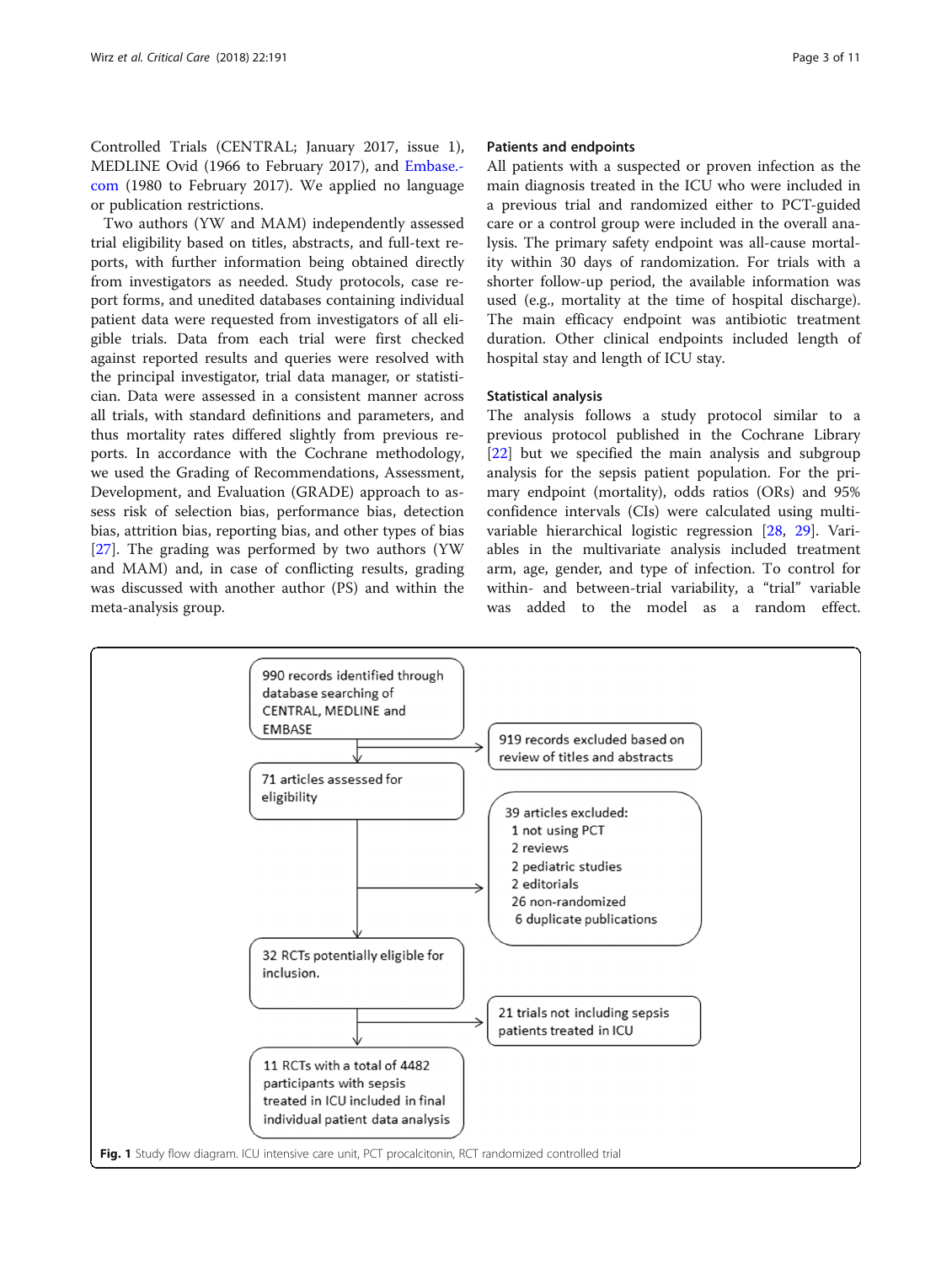Controlled Trials (CENTRAL; January 2017, issue 1), MEDLINE Ovid (1966 to February 2017), and Embase.com (1980 to February 2017). We applied no language or publication restrictions.

Two authors (YW and MAM) independently assessed trial eligibility based on titles, abstracts, and full-text reports, with further information being obtained directly from investigators as needed. Study protocols, case report forms, and unedited databases containing individual patient data were requested from investigators of all eligible trials. Data from each trial were first checked against reported results and queries were resolved with the principal investigator, trial data manager, or statistician. Data were assessed in a consistent manner across all trials, with standard definitions and parameters, and thus mortality rates differed slightly from previous reports. In accordance with the Cochrane methodology, we used the Grading of Recommendations, Assessment, Development, and Evaluation (GRADE) approach to assess risk of selection bias, performance bias, detection bias, attrition bias, reporting bias, and other types of bias [27]. The grading was performed by two authors (YW and MAM) and, in case of conflicting results, grading was discussed with another author (PS) and within the meta-analysis group.

### Patients and endpoints

All patients with a suspected or proven infection as the main diagnosis treated in the ICU who were included in a previous trial and randomized either to PCT-guided care or a control group were included in the overall analysis. The primary safety endpoint was all-cause mortality within 30 days of randomization. For trials with a shorter follow-up period, the available information was used (e.g., mortality at the time of hospital discharge). The main efficacy endpoint was antibiotic treatment duration. Other clinical endpoints included length of hospital stay and length of ICU stay.

### Statistical analysis

The analysis follows a study protocol similar to a previous protocol published in the Cochrane Library [22] but we specified the main analysis and subgroup analysis for the sepsis patient population. For the primary endpoint (mortality), odds ratios (ORs) and 95% confidence intervals (CIs) were calculated using multivariable hierarchical logistic regression [28, 29]. Variables in the multivariate analysis included treatment arm, age, gender, and type of infection. To control for within- and between-trial variability, a "trial" variable was added to the model as a random effect.

- 990 records identified through database searching of CENTRAL, MEDLINE and EMBASE
  - → 919 records excluded based on review of titles and abstracts
- 71 articles assessed for eligibility
  - → 39 articles excluded:
    - 1 not using PCT
    - 2 reviews
    - 2 pediatric studies
    - 2 editorials
    - 26 non-randomized
    - 6 duplicate publications
- 32 RCTs potentially eligible for inclusion.
  - → 21 trials not including sepsis patients treated in ICU
- 11 RCTs with a total of 4482 participants with sepsis treated in ICU included in final individual patient data analysis

**Fig. 1** Study flow diagram. ICU intensive care unit, PCT procalcitonin, RCT randomized controlled trial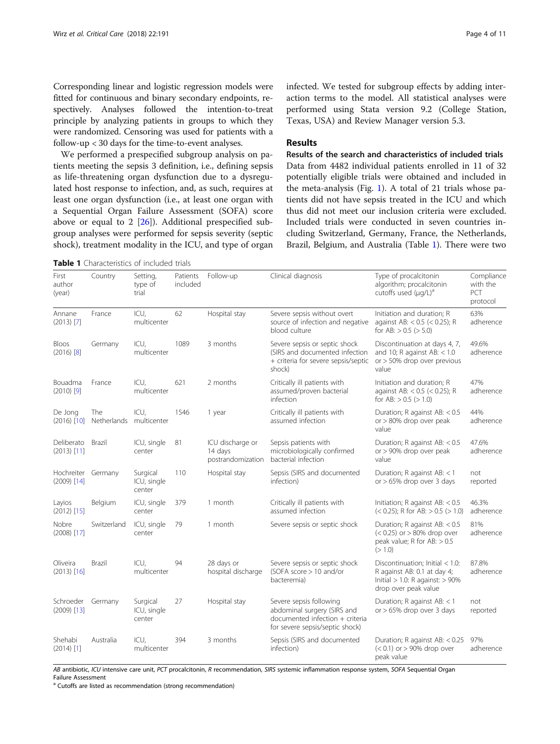Corresponding linear and logistic regression models were fitted for continuous and binary secondary endpoints, respectively. Analyses followed the intention-to-treat principle by analyzing patients in groups to which they were randomized. Censoring was used for patients with a follow-up < 30 days for the time-to-event analyses.

We performed a prespecified subgroup analysis on patients meeting the sepsis 3 definition, i.e., defining sepsis as life-threatening organ dysfunction due to a dysregulated host response to infection, and, as such, requires at least one organ dysfunction (i.e., at least one organ with a Sequential Organ Failure Assessment (SOFA) score above or equal to 2 [26]). Additional prespecified subgroup analyses were performed for sepsis severity (septic shock), treatment modality in the ICU, and type of organ infected. We tested for subgroup effects by adding interaction terms to the model. All statistical analyses were performed using Stata version 9.2 (College Station, Texas, USA) and Review Manager version 5.3.

## Results

### Results of the search and characteristics of included trials

Data from 4482 individual patients enrolled in 11 of 32 potentially eligible trials were obtained and included in the meta-analysis (Fig. 1). A total of 21 trials whose patients did not have sepsis treated in the ICU and which thus did not meet our inclusion criteria were excluded. Included trials were conducted in seven countries including Switzerland, Germany, France, the Netherlands, Brazil, Belgium, and Australia (Table 1). There were two

**Table 1** Characteristics of included trials

| First author (year) | Country | Setting, type of trial | Patients included | Follow-up | Clinical diagnosis | Type of procalcitonin algorithm; procalcitonin cutoffs used (μg/L)[a] | Compliance with the PCT protocol |
|---|---|---|---|---|---|---|---|
| Annane (2013) [7] | France | ICU, multicenter | 62 | Hospital stay | Severe sepsis without overt source of infection and negative blood culture | Initiation and duration; R against AB: < 0.5 (< 0.25); R for AB: > 0.5 (> 5.0) | 63% adherence |
| Bloos (2016) [8] | Germany | ICU, multicenter | 1089 | 3 months | Severe sepsis or septic shock (SIRS and documented infection + criteria for severe sepsis/septic shock) | Discontinuation at days 4, 7, and 10; R against AB: < 1.0 or > 50% drop over previous value | 49.6% adherence |
| Bouadma (2010) [9] | France | ICU, multicenter | 621 | 2 months | Critically ill patients with assumed/proven bacterial infection | Initiation and duration; R against AB: < 0.5 (< 0.25); R for AB: > 0.5 (> 1.0) | 47% adherence |
| De Jong (2016) [10] | The Netherlands | ICU, multicenter | 1546 | 1 year | Critically ill patients with assumed infection | Duration; R against AB: < 0.5 or > 80% drop over peak value | 44% adherence |
| Deliberato (2013) [11] | Brazil | ICU, single center | 81 | ICU discharge or 14 days postrandomization | Sepsis patients with microbiologically confirmed bacterial infection | Duration; R against AB: < 0.5 or > 90% drop over peak value | 47.6% adherence |
| Hochreiter (2009) [14] | Germany | Surgical ICU, single center | 110 | Hospital stay | Sepsis (SIRS and documented infection) | Duration; R against AB: < 1 or > 65% drop over 3 days | not reported |
| Layios (2012) [15] | Belgium | ICU, single center | 379 | 1 month | Critically ill patients with assumed infection | Initiation; R against AB: < 0.5 (< 0.25); R for AB: > 0.5 (> 1.0) | 46.3% adherence |
| Nobre (2008) [17] | Switzerland | ICU, single center | 79 | 1 month | Severe sepsis or septic shock | Duration; R against AB: < 0.5 (< 0.25) or > 80% drop over peak value; R for AB: > 0.5 (> 1.0) | 81% adherence |
| Oliveira (2013) [16] | Brazil | ICU, multicenter | 94 | 28 days or hospital discharge | Severe sepsis or septic shock (SOFA score > 10 and/or bacteremia) | Discontinuation; Initial < 1.0: R against AB: 0.1 at day 4; Initial > 1.0: R against: > 90% drop over peak value | 87.8% adherence |
| Schroeder (2009) [13] | Germany | Surgical ICU, single center | 27 | Hospital stay | Severe sepsis following abdominal surgery (SIRS and documented infection + criteria for severe sepsis/septic shock) | Duration; R against AB: < 1 or > 65% drop over 3 days | not reported |
| Shehabi (2014) [1] | Australia | ICU, multicenter | 394 | 3 months | Sepsis (SIRS and documented infection) | Duration; R against AB: < 0.25 (< 0.1) or > 90% drop over peak value | 97% adherence |

*AB* antibiotic, *ICU* intensive care unit, *PCT* procalcitonin, *R* recommendation, *SIRS* systemic inflammation response system, *SOFA* Sequential Organ Failure Assessment

[a] Cutoffs are listed as recommendation (strong recommendation)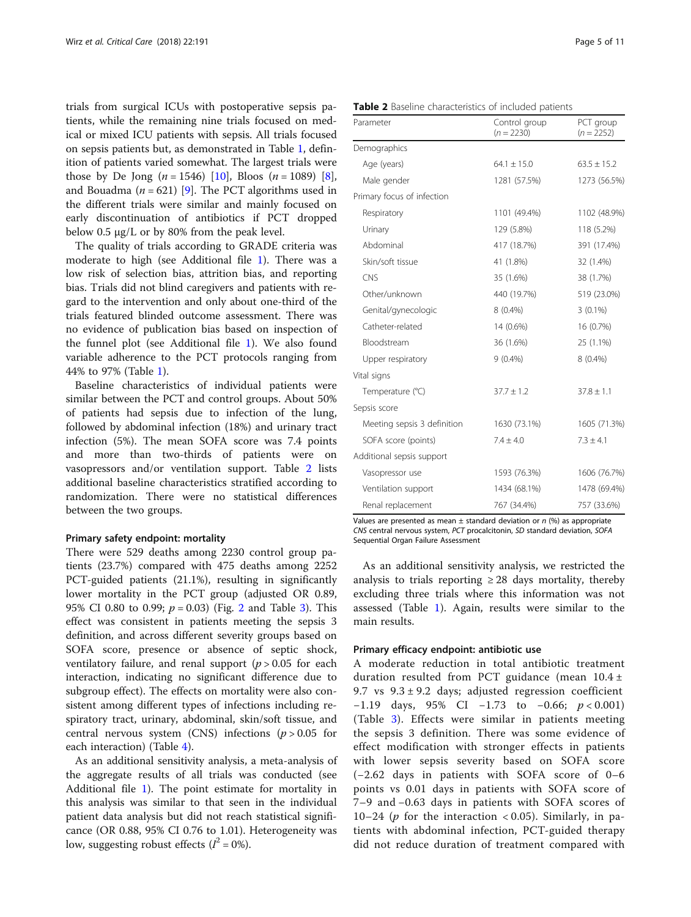trials from surgical ICUs with postoperative sepsis patients, while the remaining nine trials focused on medical or mixed ICU patients with sepsis. All trials focused on sepsis patients but, as demonstrated in Table 1, definition of patients varied somewhat. The largest trials were those by De Jong ($n = 1546$) [10], Bloos ($n = 1089$) [8], and Bouadma ($n = 621$) [9]. The PCT algorithms used in the different trials were similar and mainly focused on early discontinuation of antibiotics if PCT dropped below 0.5 μg/L or by 80% from the peak level.

The quality of trials according to GRADE criteria was moderate to high (see Additional file 1). There was a low risk of selection bias, attrition bias, and reporting bias. Trials did not blind caregivers and patients with regard to the intervention and only about one-third of the trials featured blinded outcome assessment. There was no evidence of publication bias based on inspection of the funnel plot (see Additional file 1). We also found variable adherence to the PCT protocols ranging from 44% to 97% (Table 1).

Baseline characteristics of individual patients were similar between the PCT and control groups. About 50% of patients had sepsis due to infection of the lung, followed by abdominal infection (18%) and urinary tract infection (5%). The mean SOFA score was 7.4 points and more than two-thirds of patients were on vasopressors and/or ventilation support. Table 2 lists additional baseline characteristics stratified according to randomization. There were no statistical differences between the two groups.

**Table 2** Baseline characteristics of included patients

| Parameter | Control group ($n = 2230$) | PCT group ($n = 2252$) |
|---|---|---|
| Demographics | | |
| Age (years) | 64.1 ± 15.0 | 63.5 ± 15.2 |
| Male gender | 1281 (57.5%) | 1273 (56.5%) |
| Primary focus of infection | | |
| Respiratory | 1101 (49.4%) | 1102 (48.9%) |
| Urinary | 129 (5.8%) | 118 (5.2%) |
| Abdominal | 417 (18.7%) | 391 (17.4%) |
| Skin/soft tissue | 41 (1.8%) | 32 (1.4%) |
| CNS | 35 (1.6%) | 38 (1.7%) |
| Other/unknown | 440 (19.7%) | 519 (23.0%) |
| Genital/gynecologic | 8 (0.4%) | 3 (0.1%) |
| Catheter-related | 14 (0.6%) | 16 (0.7%) |
| Bloodstream | 36 (1.6%) | 25 (1.1%) |
| Upper respiratory | 9 (0.4%) | 8 (0.4%) |
| Vital signs | | |
| Temperature (°C) | 37.7 ± 1.2 | 37.8 ± 1.1 |
| Sepsis score | | |
| Meeting sepsis 3 definition | 1630 (73.1%) | 1605 (71.3%) |
| SOFA score (points) | 7.4 ± 4.0 | 7.3 ± 4.1 |
| Additional sepsis support | | |
| Vasopressor use | 1593 (76.3%) | 1606 (76.7%) |
| Ventilation support | 1434 (68.1%) | 1478 (69.4%) |
| Renal replacement | 767 (34.4%) | 757 (33.6%) |

Values are presented as mean ± standard deviation or *n* (%) as appropriate
CNS central nervous system, PCT procalcitonin, SD standard deviation, SOFA Sequential Organ Failure Assessment

#### Primary safety endpoint: mortality

There were 529 deaths among 2230 control group patients (23.7%) compared with 475 deaths among 2252 PCT-guided patients (21.1%), resulting in significantly lower mortality in the PCT group (adjusted OR 0.89, 95% CI 0.80 to 0.99; $p = 0.03$) (Fig. 2 and Table 3). This effect was consistent in patients meeting the sepsis 3 definition, and across different severity groups based on SOFA score, presence or absence of septic shock, ventilatory failure, and renal support ($p > 0.05$ for each interaction, indicating no significant difference due to subgroup effect). The effects on mortality were also consistent among different types of infections including respiratory tract, urinary, abdominal, skin/soft tissue, and central nervous system (CNS) infections ($p > 0.05$ for each interaction) (Table 4).

As an additional sensitivity analysis, a meta-analysis of the aggregate results of all trials was conducted (see Additional file 1). The point estimate for mortality in this analysis was similar to that seen in the individual patient data analysis but did not reach statistical significance (OR 0.88, 95% CI 0.76 to 1.01). Heterogeneity was low, suggesting robust effects ($I^2 = 0\%$).

As an additional sensitivity analysis, we restricted the analysis to trials reporting ≥ 28 days mortality, thereby excluding three trials where this information was not assessed (Table 1). Again, results were similar to the main results.

#### Primary efficacy endpoint: antibiotic use

A moderate reduction in total antibiotic treatment duration resulted from PCT guidance (mean 10.4 ± 9.7 vs 9.3 ± 9.2 days; adjusted regression coefficient −1.19 days, 95% CI −1.73 to −0.66; $p < 0.001$) (Table 3). Effects were similar in patients meeting the sepsis 3 definition. There was some evidence of effect modification with stronger effects in patients with lower sepsis severity based on SOFA score (−2.62 days in patients with SOFA score of 0–6 points vs 0.01 days in patients with SOFA score of 7–9 and −0.63 days in patients with SOFA scores of 10–24 ($p$ for the interaction $< 0.05$). Similarly, in patients with abdominal infection, PCT-guided therapy did not reduce duration of treatment compared with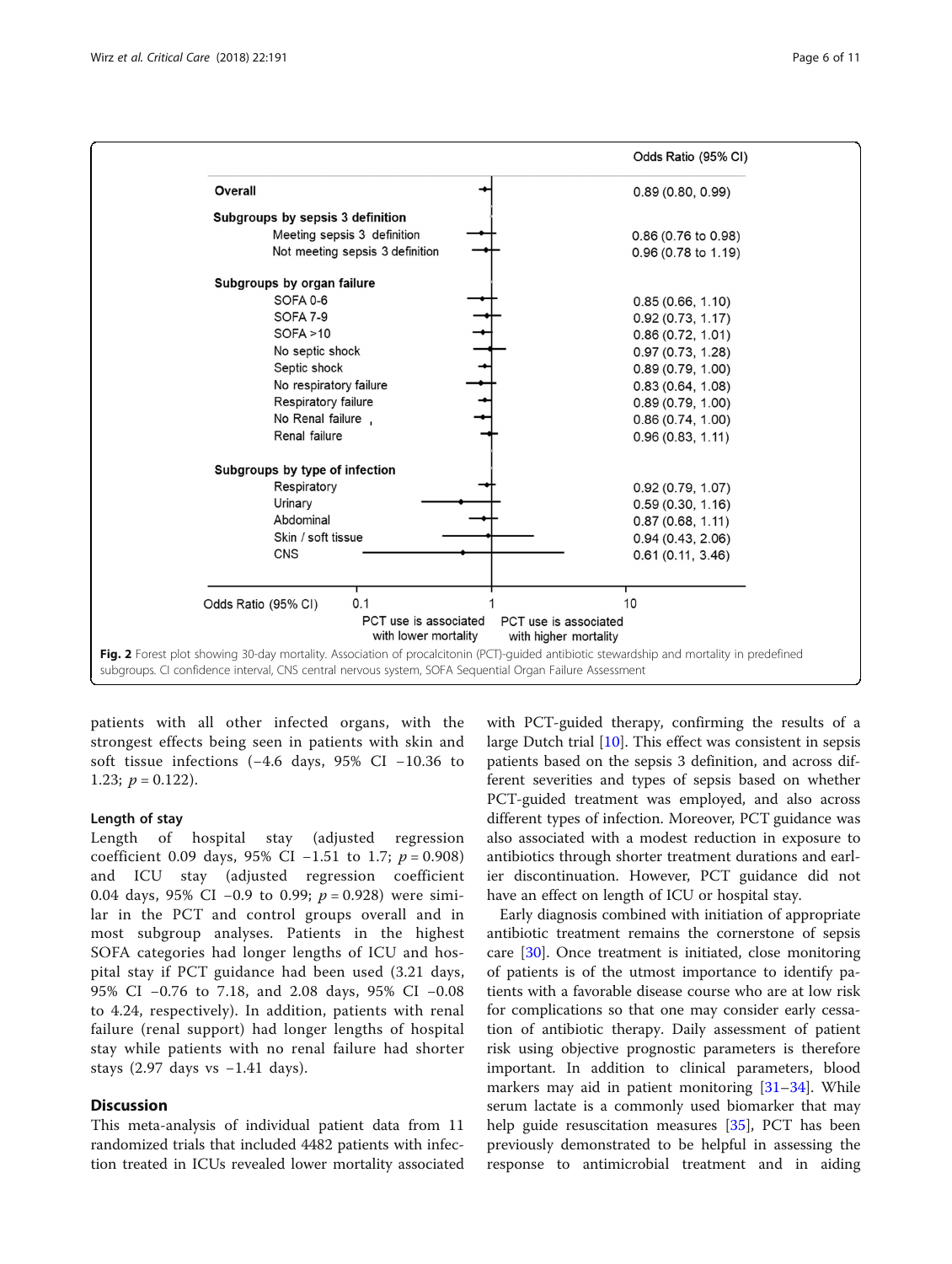| | Odds Ratio (95% CI) |
|---|---|
| **Overall** | 0.89 (0.80, 0.99) |
| **Subgroups by sepsis 3 definition** | |
| Meeting sepsis 3 definition | 0.86 (0.76 to 0.98) |
| Not meeting sepsis 3 definition | 0.96 (0.78 to 1.19) |
| **Subgroups by organ failure** | |
| SOFA 0-6 | 0.85 (0.66, 1.10) |
| SOFA 7-9 | 0.92 (0.73, 1.17) |
| SOFA >10 | 0.86 (0.72, 1.01) |
| No septic shock | 0.97 (0.73, 1.28) |
| Septic shock | 0.89 (0.79, 1.00) |
| No respiratory failure | 0.83 (0.64, 1.08) |
| Respiratory failure | 0.89 (0.79, 1.00) |
| No Renal failure | 0.86 (0.74, 1.00) |
| Renal failure | 0.96 (0.83, 1.11) |
| **Subgroups by type of infection** | |
| Respiratory | 0.92 (0.79, 1.07) |
| Urinary | 0.59 (0.30, 1.16) |
| Abdominal | 0.87 (0.68, 1.11) |
| Skin / soft tissue | 0.94 (0.43, 2.06) |
| CNS | 0.61 (0.11, 3.46) |

Odds Ratio (95% CI): 0.1 – 1 – 10. Left: PCT use is associated with lower mortality; Right: PCT use is associated with higher mortality

**Fig. 2** Forest plot showing 30-day mortality. Association of procalcitonin (PCT)-guided antibiotic stewardship and mortality in predefined subgroups. CI confidence interval, CNS central nervous system, SOFA Sequential Organ Failure Assessment

patients with all other infected organs, with the strongest effects being seen in patients with skin and soft tissue infections (−4.6 days, 95% CI −10.36 to 1.23; $p = 0.122$).

### Length of stay

Length of hospital stay (adjusted regression coefficient 0.09 days, 95% CI −1.51 to 1.7; $p = 0.908$) and ICU stay (adjusted regression coefficient 0.04 days, 95% CI −0.9 to 0.99; $p = 0.928$) were similar in the PCT and control groups overall and in most subgroup analyses. Patients in the highest SOFA categories had longer lengths of ICU and hospital stay if PCT guidance had been used (3.21 days, 95% CI −0.76 to 7.18, and 2.08 days, 95% CI −0.08 to 4.24, respectively). In addition, patients with renal failure (renal support) had longer lengths of hospital stay while patients with no renal failure had shorter stays (2.97 days vs −1.41 days).

## Discussion

This meta-analysis of individual patient data from 11 randomized trials that included 4482 patients with infection treated in ICUs revealed lower mortality associated with PCT-guided therapy, confirming the results of a large Dutch trial [10]. This effect was consistent in sepsis patients based on the sepsis 3 definition, and across different severities and types of sepsis based on whether PCT-guided treatment was employed, and also across different types of infection. Moreover, PCT guidance was also associated with a modest reduction in exposure to antibiotics through shorter treatment durations and earlier discontinuation. However, PCT guidance did not have an effect on length of ICU or hospital stay.

Early diagnosis combined with initiation of appropriate antibiotic treatment remains the cornerstone of sepsis care [30]. Once treatment is initiated, close monitoring of patients is of the utmost importance to identify patients with a favorable disease course who are at low risk for complications so that one may consider early cessation of antibiotic therapy. Daily assessment of patient risk using objective prognostic parameters is therefore important. In addition to clinical parameters, blood markers may aid in patient monitoring [31–34]. While serum lactate is a commonly used biomarker that may help guide resuscitation measures [35], PCT has been previously demonstrated to be helpful in assessing the response to antimicrobial treatment and in aiding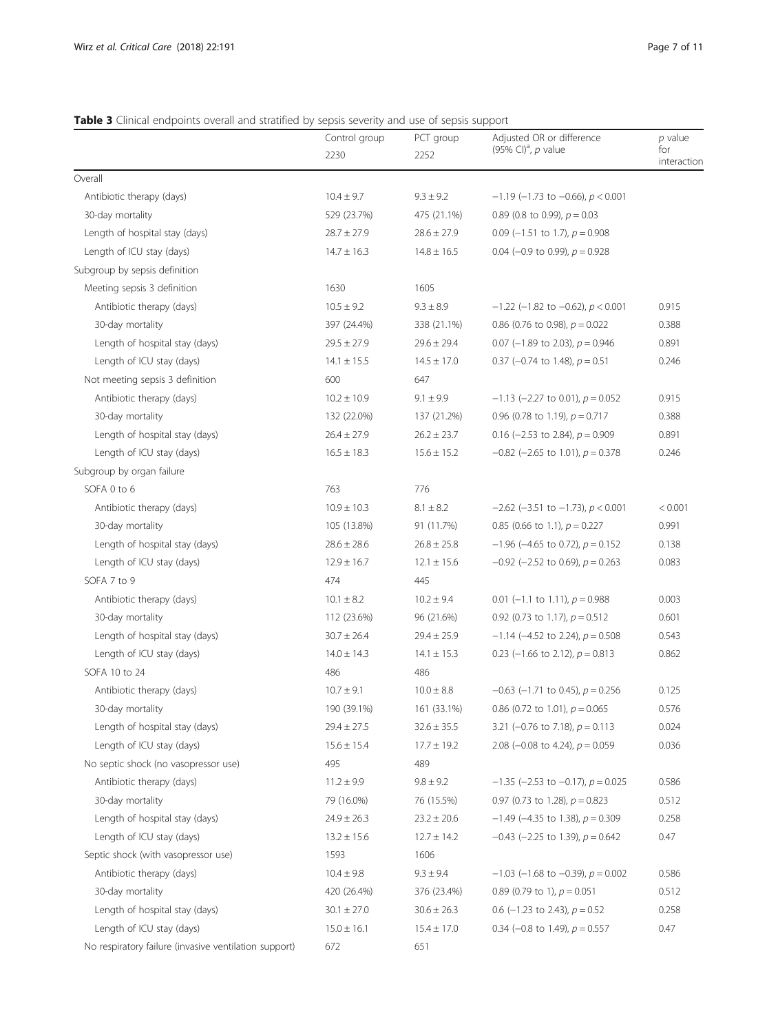**Table 3** Clinical endpoints overall and stratified by sepsis severity and use of sepsis support

| | Control group 2230 | PCT group 2252 | Adjusted OR or difference (95% CI)[a], *p* value | *p* value for interaction |
|---|---|---|---|---|
| Overall | | | | |
| Antibiotic therapy (days) | 10.4 ± 9.7 | 9.3 ± 9.2 | −1.19 (−1.73 to −0.66), $p < 0.001$ | |
| 30-day mortality | 529 (23.7%) | 475 (21.1%) | 0.89 (0.8 to 0.99), $p = 0.03$ | |
| Length of hospital stay (days) | 28.7 ± 27.9 | 28.6 ± 27.9 | 0.09 (−1.51 to 1.7), $p = 0.908$ | |
| Length of ICU stay (days) | 14.7 ± 16.3 | 14.8 ± 16.5 | 0.04 (−0.9 to 0.99), $p = 0.928$ | |
| Subgroup by sepsis definition | | | | |
| Meeting sepsis 3 definition | 1630 | 1605 | | |
| Antibiotic therapy (days) | 10.5 ± 9.2 | 9.3 ± 8.9 | −1.22 (−1.82 to −0.62), $p < 0.001$ | 0.915 |
| 30-day mortality | 397 (24.4%) | 338 (21.1%) | 0.86 (0.76 to 0.98), $p = 0.022$ | 0.388 |
| Length of hospital stay (days) | 29.5 ± 27.9 | 29.6 ± 29.4 | 0.07 (−1.89 to 2.03), $p = 0.946$ | 0.891 |
| Length of ICU stay (days) | 14.1 ± 15.5 | 14.5 ± 17.0 | 0.37 (−0.74 to 1.48), $p = 0.51$ | 0.246 |
| Not meeting sepsis 3 definition | 600 | 647 | | |
| Antibiotic therapy (days) | 10.2 ± 10.9 | 9.1 ± 9.9 | −1.13 (−2.27 to 0.01), $p = 0.052$ | 0.915 |
| 30-day mortality | 132 (22.0%) | 137 (21.2%) | 0.96 (0.78 to 1.19), $p = 0.717$ | 0.388 |
| Length of hospital stay (days) | 26.4 ± 27.9 | 26.2 ± 23.7 | 0.16 (−2.53 to 2.84), $p = 0.909$ | 0.891 |
| Length of ICU stay (days) | 16.5 ± 18.3 | 15.6 ± 15.2 | −0.82 (−2.65 to 1.01), $p = 0.378$ | 0.246 |
| Subgroup by organ failure | | | | |
| SOFA 0 to 6 | 763 | 776 | | |
| Antibiotic therapy (days) | 10.9 ± 10.3 | 8.1 ± 8.2 | −2.62 (−3.51 to −1.73), $p < 0.001$ | < 0.001 |
| 30-day mortality | 105 (13.8%) | 91 (11.7%) | 0.85 (0.66 to 1.1), $p = 0.227$ | 0.991 |
| Length of hospital stay (days) | 28.6 ± 28.6 | 26.8 ± 25.8 | −1.96 (−4.65 to 0.72), $p = 0.152$ | 0.138 |
| Length of ICU stay (days) | 12.9 ± 16.7 | 12.1 ± 15.6 | −0.92 (−2.52 to 0.69), $p = 0.263$ | 0.083 |
| SOFA 7 to 9 | 474 | 445 | | |
| Antibiotic therapy (days) | 10.1 ± 8.2 | 10.2 ± 9.4 | 0.01 (−1.1 to 1.11), $p = 0.988$ | 0.003 |
| 30-day mortality | 112 (23.6%) | 96 (21.6%) | 0.92 (0.73 to 1.17), $p = 0.512$ | 0.601 |
| Length of hospital stay (days) | 30.7 ± 26.4 | 29.4 ± 25.9 | −1.14 (−4.52 to 2.24), $p = 0.508$ | 0.543 |
| Length of ICU stay (days) | 14.0 ± 14.3 | 14.1 ± 15.3 | 0.23 (−1.66 to 2.12), $p = 0.813$ | 0.862 |
| SOFA 10 to 24 | 486 | 486 | | |
| Antibiotic therapy (days) | 10.7 ± 9.1 | 10.0 ± 8.8 | −0.63 (−1.71 to 0.45), $p = 0.256$ | 0.125 |
| 30-day mortality | 190 (39.1%) | 161 (33.1%) | 0.86 (0.72 to 1.01), $p = 0.065$ | 0.576 |
| Length of hospital stay (days) | 29.4 ± 27.5 | 32.6 ± 35.5 | 3.21 (−0.76 to 7.18), $p = 0.113$ | 0.024 |
| Length of ICU stay (days) | 15.6 ± 15.4 | 17.7 ± 19.2 | 2.08 (−0.08 to 4.24), $p = 0.059$ | 0.036 |
| No septic shock (no vasopressor use) | 495 | 489 | | |
| Antibiotic therapy (days) | 11.2 ± 9.9 | 9.8 ± 9.2 | −1.35 (−2.53 to −0.17), $p = 0.025$ | 0.586 |
| 30-day mortality | 79 (16.0%) | 76 (15.5%) | 0.97 (0.73 to 1.28), $p = 0.823$ | 0.512 |
| Length of hospital stay (days) | 24.9 ± 26.3 | 23.2 ± 20.6 | −1.49 (−4.35 to 1.38), $p = 0.309$ | 0.258 |
| Length of ICU stay (days) | 13.2 ± 15.6 | 12.7 ± 14.2 | −0.43 (−2.25 to 1.39), $p = 0.642$ | 0.47 |
| Septic shock (with vasopressor use) | 1593 | 1606 | | |
| Antibiotic therapy (days) | 10.4 ± 9.8 | 9.3 ± 9.4 | −1.03 (−1.68 to −0.39), $p = 0.002$ | 0.586 |
| 30-day mortality | 420 (26.4%) | 376 (23.4%) | 0.89 (0.79 to 1), $p = 0.051$ | 0.512 |
| Length of hospital stay (days) | 30.1 ± 27.0 | 30.6 ± 26.3 | 0.6 (−1.23 to 2.43), $p = 0.52$ | 0.258 |
| Length of ICU stay (days) | 15.0 ± 16.1 | 15.4 ± 17.0 | 0.34 (−0.8 to 1.49), $p = 0.557$ | 0.47 |
| No respiratory failure (invasive ventilation support) | 672 | 651 | | |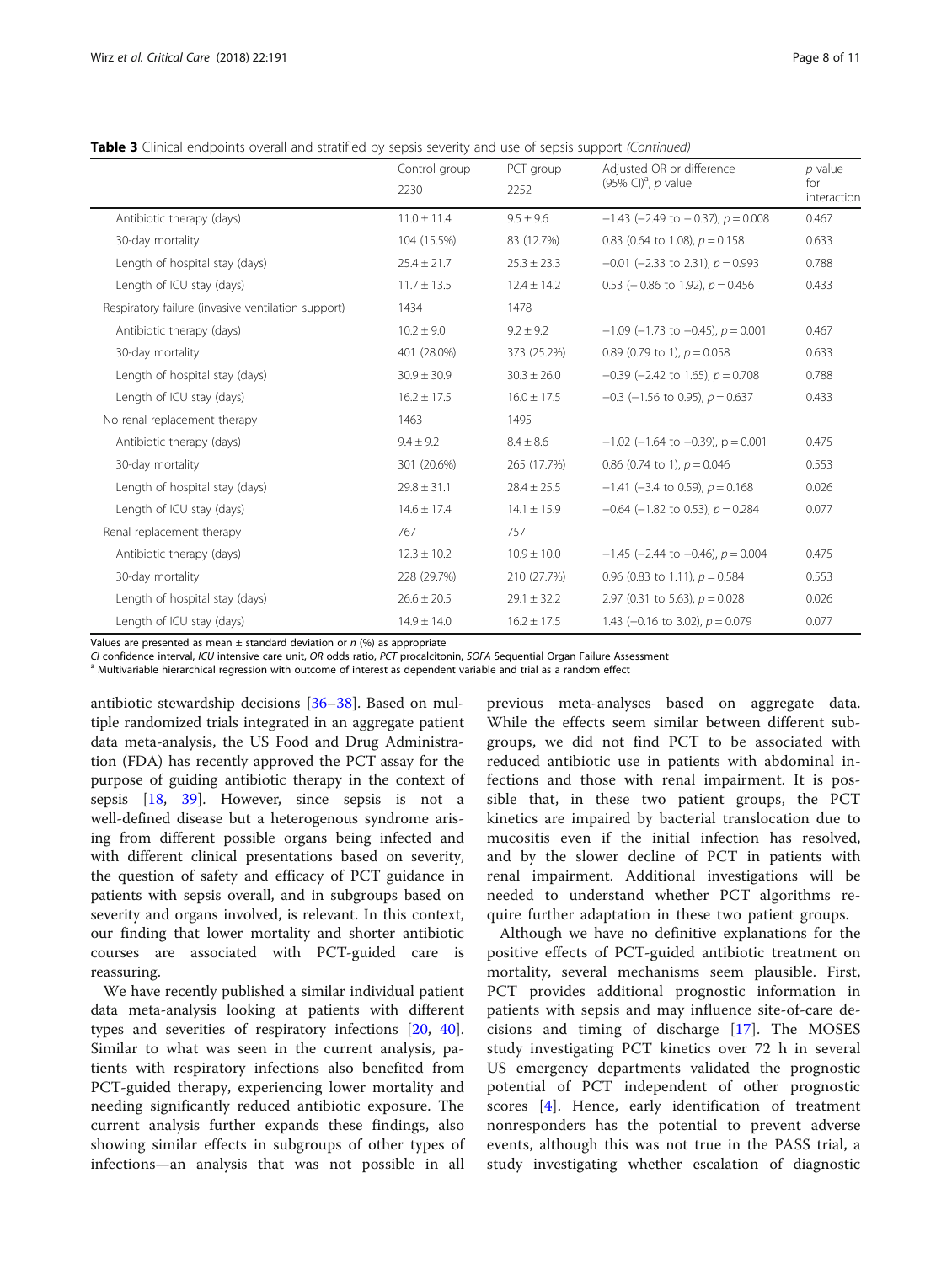**Table 3** Clinical endpoints overall and stratified by sepsis severity and use of sepsis support *(Continued)*

| | Control group 2230 | PCT group 2252 | Adjusted OR or difference (95% CI)[a], *p* value | *p* value for interaction |
|---|---|---|---|---|
| Antibiotic therapy (days) | 11.0 ± 11.4 | 9.5 ± 9.6 | −1.43 (−2.49 to − 0.37), *p* = 0.008 | 0.467 |
| 30-day mortality | 104 (15.5%) | 83 (12.7%) | 0.83 (0.64 to 1.08), *p* = 0.158 | 0.633 |
| Length of hospital stay (days) | 25.4 ± 21.7 | 25.3 ± 23.3 | −0.01 (−2.33 to 2.31), *p* = 0.993 | 0.788 |
| Length of ICU stay (days) | 11.7 ± 13.5 | 12.4 ± 14.2 | 0.53 (− 0.86 to 1.92), *p* = 0.456 | 0.433 |
| Respiratory failure (invasive ventilation support) | 1434 | 1478 | | |
| Antibiotic therapy (days) | 10.2 ± 9.0 | 9.2 ± 9.2 | −1.09 (−1.73 to −0.45), *p* = 0.001 | 0.467 |
| 30-day mortality | 401 (28.0%) | 373 (25.2%) | 0.89 (0.79 to 1), *p* = 0.058 | 0.633 |
| Length of hospital stay (days) | 30.9 ± 30.9 | 30.3 ± 26.0 | −0.39 (−2.42 to 1.65), *p* = 0.708 | 0.788 |
| Length of ICU stay (days) | 16.2 ± 17.5 | 16.0 ± 17.5 | −0.3 (−1.56 to 0.95), *p* = 0.637 | 0.433 |
| No renal replacement therapy | 1463 | 1495 | | |
| Antibiotic therapy (days) | 9.4 ± 9.2 | 8.4 ± 8.6 | −1.02 (−1.64 to −0.39), p = 0.001 | 0.475 |
| 30-day mortality | 301 (20.6%) | 265 (17.7%) | 0.86 (0.74 to 1), *p* = 0.046 | 0.553 |
| Length of hospital stay (days) | 29.8 ± 31.1 | 28.4 ± 25.5 | −1.41 (−3.4 to 0.59), *p* = 0.168 | 0.026 |
| Length of ICU stay (days) | 14.6 ± 17.4 | 14.1 ± 15.9 | −0.64 (−1.82 to 0.53), *p* = 0.284 | 0.077 |
| Renal replacement therapy | 767 | 757 | | |
| Antibiotic therapy (days) | 12.3 ± 10.2 | 10.9 ± 10.0 | −1.45 (−2.44 to −0.46), *p* = 0.004 | 0.475 |
| 30-day mortality | 228 (29.7%) | 210 (27.7%) | 0.96 (0.83 to 1.11), *p* = 0.584 | 0.553 |
| Length of hospital stay (days) | 26.6 ± 20.5 | 29.1 ± 32.2 | 2.97 (0.31 to 5.63), *p* = 0.028 | 0.026 |
| Length of ICU stay (days) | 14.9 ± 14.0 | 16.2 ± 17.5 | 1.43 (−0.16 to 3.02), *p* = 0.079 | 0.077 |

Values are presented as mean ± standard deviation or *n* (%) as appropriate
*CI* confidence interval, *ICU* intensive care unit, *OR* odds ratio, *PCT* procalcitonin, *SOFA* Sequential Organ Failure Assessment
[a] Multivariable hierarchical regression with outcome of interest as dependent variable and trial as a random effect

antibiotic stewardship decisions [36–38]. Based on multiple randomized trials integrated in an aggregate patient data meta-analysis, the US Food and Drug Administration (FDA) has recently approved the PCT assay for the purpose of guiding antibiotic therapy in the context of sepsis [18, 39]. However, since sepsis is not a well-defined disease but a heterogenous syndrome arising from different possible organs being infected and with different clinical presentations based on severity, the question of safety and efficacy of PCT guidance in patients with sepsis overall, and in subgroups based on severity and organs involved, is relevant. In this context, our finding that lower mortality and shorter antibiotic courses are associated with PCT-guided care is reassuring.

We have recently published a similar individual patient data meta-analysis looking at patients with different types and severities of respiratory infections [20, 40]. Similar to what was seen in the current analysis, patients with respiratory infections also benefited from PCT-guided therapy, experiencing lower mortality and needing significantly reduced antibiotic exposure. The current analysis further expands these findings, also showing similar effects in subgroups of other types of infections—an analysis that was not possible in all previous meta-analyses based on aggregate data. While the effects seem similar between different subgroups, we did not find PCT to be associated with reduced antibiotic use in patients with abdominal infections and those with renal impairment. It is possible that, in these two patient groups, the PCT kinetics are impaired by bacterial translocation due to mucositis even if the initial infection has resolved, and by the slower decline of PCT in patients with renal impairment. Additional investigations will be needed to understand whether PCT algorithms require further adaptation in these two patient groups.

Although we have no definitive explanations for the positive effects of PCT-guided antibiotic treatment on mortality, several mechanisms seem plausible. First, PCT provides additional prognostic information in patients with sepsis and may influence site-of-care decisions and timing of discharge [17]. The MOSES study investigating PCT kinetics over 72 h in several US emergency departments validated the prognostic potential of PCT independent of other prognostic scores [4]. Hence, early identification of treatment nonresponders has the potential to prevent adverse events, although this was not true in the PASS trial, a study investigating whether escalation of diagnostic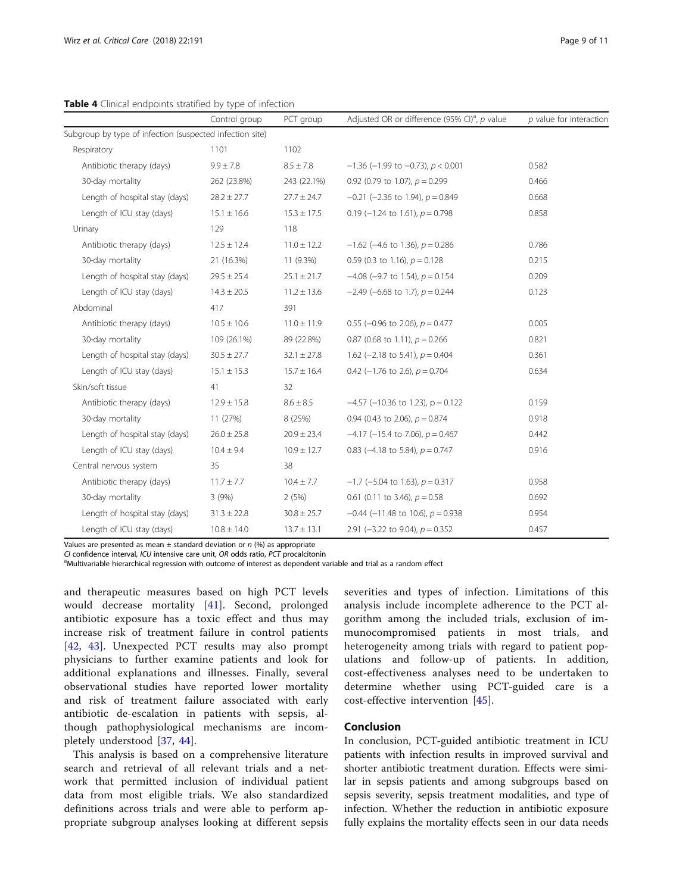**Table 4** Clinical endpoints stratified by type of infection

| | Control group | PCT group | Adjusted OR or difference (95% CI)[a], p value | p value for interaction |
|---|---|---|---|---|
| Subgroup by type of infection (suspected infection site) | | | | |
| Respiratory | 1101 | 1102 | | |
| Antibiotic therapy (days) | 9.9 ± 7.8 | 8.5 ± 7.8 | −1.36 (−1.99 to −0.73), $p < 0.001$ | 0.582 |
| 30-day mortality | 262 (23.8%) | 243 (22.1%) | 0.92 (0.79 to 1.07), $p = 0.299$ | 0.466 |
| Length of hospital stay (days) | 28.2 ± 27.7 | 27.7 ± 24.7 | −0.21 (−2.36 to 1.94), $p = 0.849$ | 0.668 |
| Length of ICU stay (days) | 15.1 ± 16.6 | 15.3 ± 17.5 | 0.19 (−1.24 to 1.61), $p = 0.798$ | 0.858 |
| Urinary | 129 | 118 | | |
| Antibiotic therapy (days) | 12.5 ± 12.4 | 11.0 ± 12.2 | −1.62 (−4.6 to 1.36), $p = 0.286$ | 0.786 |
| 30-day mortality | 21 (16.3%) | 11 (9.3%) | 0.59 (0.3 to 1.16), $p = 0.128$ | 0.215 |
| Length of hospital stay (days) | 29.5 ± 25.4 | 25.1 ± 21.7 | −4.08 (−9.7 to 1.54), $p = 0.154$ | 0.209 |
| Length of ICU stay (days) | 14.3 ± 20.5 | 11.2 ± 13.6 | −2.49 (−6.68 to 1.7), $p = 0.244$ | 0.123 |
| Abdominal | 417 | 391 | | |
| Antibiotic therapy (days) | 10.5 ± 10.6 | 11.0 ± 11.9 | 0.55 (−0.96 to 2.06), $p = 0.477$ | 0.005 |
| 30-day mortality | 109 (26.1%) | 89 (22.8%) | 0.87 (0.68 to 1.11), $p = 0.266$ | 0.821 |
| Length of hospital stay (days) | 30.5 ± 27.7 | 32.1 ± 27.8 | 1.62 (−2.18 to 5.41), $p = 0.404$ | 0.361 |
| Length of ICU stay (days) | 15.1 ± 15.3 | 15.7 ± 16.4 | 0.42 (−1.76 to 2.6), $p = 0.704$ | 0.634 |
| Skin/soft tissue | 41 | 32 | | |
| Antibiotic therapy (days) | 12.9 ± 15.8 | 8.6 ± 8.5 | −4.57 (−10.36 to 1.23), $p = 0.122$ | 0.159 |
| 30-day mortality | 11 (27%) | 8 (25%) | 0.94 (0.43 to 2.06), $p = 0.874$ | 0.918 |
| Length of hospital stay (days) | 26.0 ± 25.8 | 20.9 ± 23.4 | −4.17 (−15.4 to 7.06), $p = 0.467$ | 0.442 |
| Length of ICU stay (days) | 10.4 ± 9.4 | 10.9 ± 12.7 | 0.83 (−4.18 to 5.84), $p = 0.747$ | 0.916 |
| Central nervous system | 35 | 38 | | |
| Antibiotic therapy (days) | 11.7 ± 7.7 | 10.4 ± 7.7 | −1.7 (−5.04 to 1.63), $p = 0.317$ | 0.958 |
| 30-day mortality | 3 (9%) | 2 (5%) | 0.61 (0.11 to 3.46), $p = 0.58$ | 0.692 |
| Length of hospital stay (days) | 31.3 ± 22.8 | 30.8 ± 25.7 | −0.44 (−11.48 to 10.6), $p = 0.938$ | 0.954 |
| Length of ICU stay (days) | 10.8 ± 14.0 | 13.7 ± 13.1 | 2.91 (−3.22 to 9.04), $p = 0.352$ | 0.457 |

Values are presented as mean ± standard deviation or *n* (%) as appropriate
*CI* confidence interval, *ICU* intensive care unit, *OR* odds ratio, *PCT* procalcitonin
[a]Multivariable hierarchical regression with outcome of interest as dependent variable and trial as a random effect

and therapeutic measures based on high PCT levels would decrease mortality [41]. Second, prolonged antibiotic exposure has a toxic effect and thus may increase risk of treatment failure in control patients [42, 43]. Unexpected PCT results may also prompt physicians to further examine patients and look for additional explanations and illnesses. Finally, several observational studies have reported lower mortality and risk of treatment failure associated with early antibiotic de-escalation in patients with sepsis, although pathophysiological mechanisms are incompletely understood [37, 44].

This analysis is based on a comprehensive literature search and retrieval of all relevant trials and a network that permitted inclusion of individual patient data from most eligible trials. We also standardized definitions across trials and were able to perform appropriate subgroup analyses looking at different sepsis severities and types of infection. Limitations of this analysis include incomplete adherence to the PCT algorithm among the included trials, exclusion of immunocompromised patients in most trials, and heterogeneity among trials with regard to patient populations and follow-up of patients. In addition, cost-effectiveness analyses need to be undertaken to determine whether using PCT-guided care is a cost-effective intervention [45].

## Conclusion

In conclusion, PCT-guided antibiotic treatment in ICU patients with infection results in improved survival and shorter antibiotic treatment duration. Effects were similar in sepsis patients and among subgroups based on sepsis severity, sepsis treatment modalities, and type of infection. Whether the reduction in antibiotic exposure fully explains the mortality effects seen in our data needs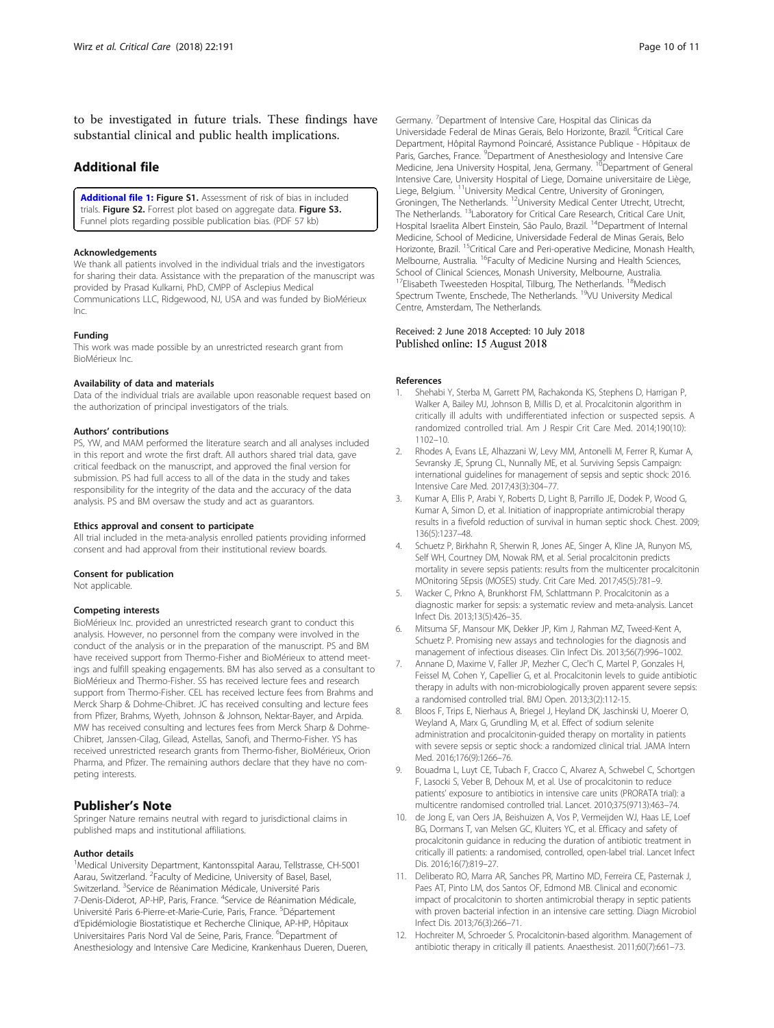to be investigated in future trials. These findings have substantial clinical and public health implications.

## Additional file

**Additional file 1: Figure S1.** Assessment of risk of bias in included trials. **Figure S2.** Forrest plot based on aggregate data. **Figure S3.** Funnel plots regarding possible publication bias. (PDF 57 kb)

#### Acknowledgements

We thank all patients involved in the individual trials and the investigators for sharing their data. Assistance with the preparation of the manuscript was provided by Prasad Kulkarni, PhD, CMPP of Asclepius Medical Communications LLC, Ridgewood, NJ, USA and was funded by BioMérieux Inc.

#### Funding

This work was made possible by an unrestricted research grant from BioMérieux Inc.

#### Availability of data and materials

Data of the individual trials are available upon reasonable request based on the authorization of principal investigators of the trials.

#### Authors' contributions

PS, YW, and MAM performed the literature search and all analyses included in this report and wrote the first draft. All authors shared trial data, gave critical feedback on the manuscript, and approved the final version for submission. PS had full access to all of the data in the study and takes responsibility for the integrity of the data and the accuracy of the data analysis. PS and BM oversaw the study and act as guarantors.

#### Ethics approval and consent to participate

All trial included in the meta-analysis enrolled patients providing informed consent and had approval from their institutional review boards.

#### Consent for publication

Not applicable.

#### Competing interests

BioMérieux Inc. provided an unrestricted research grant to conduct this analysis. However, no personnel from the company were involved in the conduct of the analysis or in the preparation of the manuscript. PS and BM have received support from Thermo-Fisher and BioMérieux to attend meetings and fulfill speaking engagements. BM has also served as a consultant to BioMérieux and Thermo-Fisher. SS has received lecture fees and research support from Thermo-Fisher. CEL has received lecture fees from Brahms and Merck Sharp & Dohme-Chibret. JC has received consulting and lecture fees from Pfizer, Brahms, Wyeth, Johnson & Johnson, Nektar-Bayer, and Arpida. MW has received consulting and lectures fees from Merck Sharp & Dohme-Chibret, Janssen-Cilag, Gilead, Astellas, Sanofi, and Thermo-Fisher. YS has received unrestricted research grants from Thermo-fisher, BioMérieux, Orion Pharma, and Pfizer. The remaining authors declare that they have no competing interests.

## Publisher's Note

Springer Nature remains neutral with regard to jurisdictional claims in published maps and institutional affiliations.

#### Author details

[1]Medical University Department, Kantonsspital Aarau, Tellstrasse, CH-5001 Aarau, Switzerland. [2]Faculty of Medicine, University of Basel, Basel, Switzerland. [3]Service de Réanimation Médicale, Université Paris 7-Denis-Diderot, AP-HP, Paris, France. [4]Service de Réanimation Médicale, Université Paris 6-Pierre-et-Marie-Curie, Paris, France. [5]Département d'Epidémiologie Biostatistique et Recherche Clinique, AP-HP, Hôpitaux Universitaires Paris Nord Val de Seine, Paris, France. [6]Department of Anesthesiology and Intensive Care Medicine, Krankenhaus Dueren, Dueren, Germany. [7]Department of Intensive Care, Hospital das Clinicas da Universidade Federal de Minas Gerais, Belo Horizonte, Brazil. [8]Critical Care Department, Hôpital Raymond Poincaré, Assistance Publique - Hôpitaux de Paris, Garches, France. [9]Department of Anesthesiology and Intensive Care Medicine, Jena University Hospital, Jena, Germany. [10]Department of General Intensive Care, University Hospital of Liege, Domaine universitaire de Liège, Liege, Belgium. [11]University Medical Centre, University of Groningen, Groningen, The Netherlands. [12]University Medical Center Utrecht, Utrecht, The Netherlands. [13]Laboratory for Critical Care Research, Critical Care Unit, Hospital Israelita Albert Einstein, São Paulo, Brazil. [14]Department of Internal Medicine, School of Medicine, Universidade Federal de Minas Gerais, Belo Horizonte, Brazil. [15]Critical Care and Peri-operative Medicine, Monash Health, Melbourne, Australia. [16]Faculty of Medicine Nursing and Health Sciences, School of Clinical Sciences, Monash University, Melbourne, Australia. [17]Elisabeth Tweesteden Hospital, Tilburg, The Netherlands. [18]Medisch Spectrum Twente, Enschede, The Netherlands. [19]VU University Medical Centre, Amsterdam, The Netherlands.

Received: 2 June 2018 Accepted: 10 July 2018
Published online: 15 August 2018

#### References

1. Shehabi Y, Sterba M, Garrett PM, Rachakonda KS, Stephens D, Harrigan P, Walker A, Bailey MJ, Johnson B, Millis D, et al. Procalcitonin algorithm in critically ill adults with undifferentiated infection or suspected sepsis. A randomized controlled trial. Am J Respir Crit Care Med. 2014;190(10): 1102–10.
2. Rhodes A, Evans LE, Alhazzani W, Levy MM, Antonelli M, Ferrer R, Kumar A, Sevransky JE, Sprung CL, Nunnally ME, et al. Surviving Sepsis Campaign: international guidelines for management of sepsis and septic shock: 2016. Intensive Care Med. 2017;43(3):304–77.
3. Kumar A, Ellis P, Arabi Y, Roberts D, Light B, Parrillo JE, Dodek P, Wood G, Kumar A, Simon D, et al. Initiation of inappropriate antimicrobial therapy results in a fivefold reduction of survival in human septic shock. Chest. 2009; 136(5):1237–48.
4. Schuetz P, Birkhahn R, Sherwin R, Jones AE, Singer A, Kline JA, Runyon MS, Self WH, Courtney DM, Nowak RM, et al. Serial procalcitonin predicts mortality in severe sepsis patients: results from the multicenter procalcitonin MOnitoring SEpsis (MOSES) study. Crit Care Med. 2017;45(5):781–9.
5. Wacker C, Prkno A, Brunkhorst FM, Schlattmann P. Procalcitonin as a diagnostic marker for sepsis: a systematic review and meta-analysis. Lancet Infect Dis. 2013;13(5):426–35.
6. Mitsuma SF, Mansour MK, Dekker JP, Kim J, Rahman MZ, Tweed-Kent A, Schuetz P. Promising new assays and technologies for the diagnosis and management of infectious diseases. Clin Infect Dis. 2013;56(7):996–1002.
7. Annane D, Maxime V, Faller JP, Mezher C, Clec'h C, Martel P, Gonzales H, Feissel M, Cohen Y, Capellier G, et al. Procalcitonin levels to guide antibiotic therapy in adults with non-microbiologically proven apparent severe sepsis: a randomised controlled trial. BMJ Open. 2013;3(2):112-15.
8. Bloos F, Trips E, Nierhaus A, Briegel J, Heyland DK, Jaschinski U, Moerer O, Weyland A, Marx G, Grundling M, et al. Effect of sodium selenite administration and procalcitonin-guided therapy on mortality in patients with severe sepsis or septic shock: a randomized clinical trial. JAMA Intern Med. 2016;176(9):1266–76.
9. Bouadma L, Luyt CE, Tubach F, Cracco C, Alvarez A, Schwebel C, Schortgen F, Lasocki S, Veber B, Dehoux M, et al. Use of procalcitonin to reduce patients' exposure to antibiotics in intensive care units (PRORATA trial): a multicentre randomised controlled trial. Lancet. 2010;375(9713):463–74.
10. de Jong E, van Oers JA, Beishuizen A, Vos P, Vermeijden WJ, Haas LE, Loef BG, Dormans T, van Melsen GC, Kluiters YC, et al. Efficacy and safety of procalcitonin guidance in reducing the duration of antibiotic treatment in critically ill patients: a randomised, controlled, open-label trial. Lancet Infect Dis. 2016;16(7):819–27.
11. Deliberato RO, Marra AR, Sanches PR, Martino MD, Ferreira CE, Pasternak J, Paes AT, Pinto LM, dos Santos OF, Edmond MB. Clinical and economic impact of procalcitonin to shorten antimicrobial therapy in septic patients with proven bacterial infection in an intensive care setting. Diagn Microbiol Infect Dis. 2013;76(3):266–71.
12. Hochreiter M, Schroeder S. Procalcitonin-based algorithm. Management of antibiotic therapy in critically ill patients. Anaesthesist. 2011;60(7):661–73.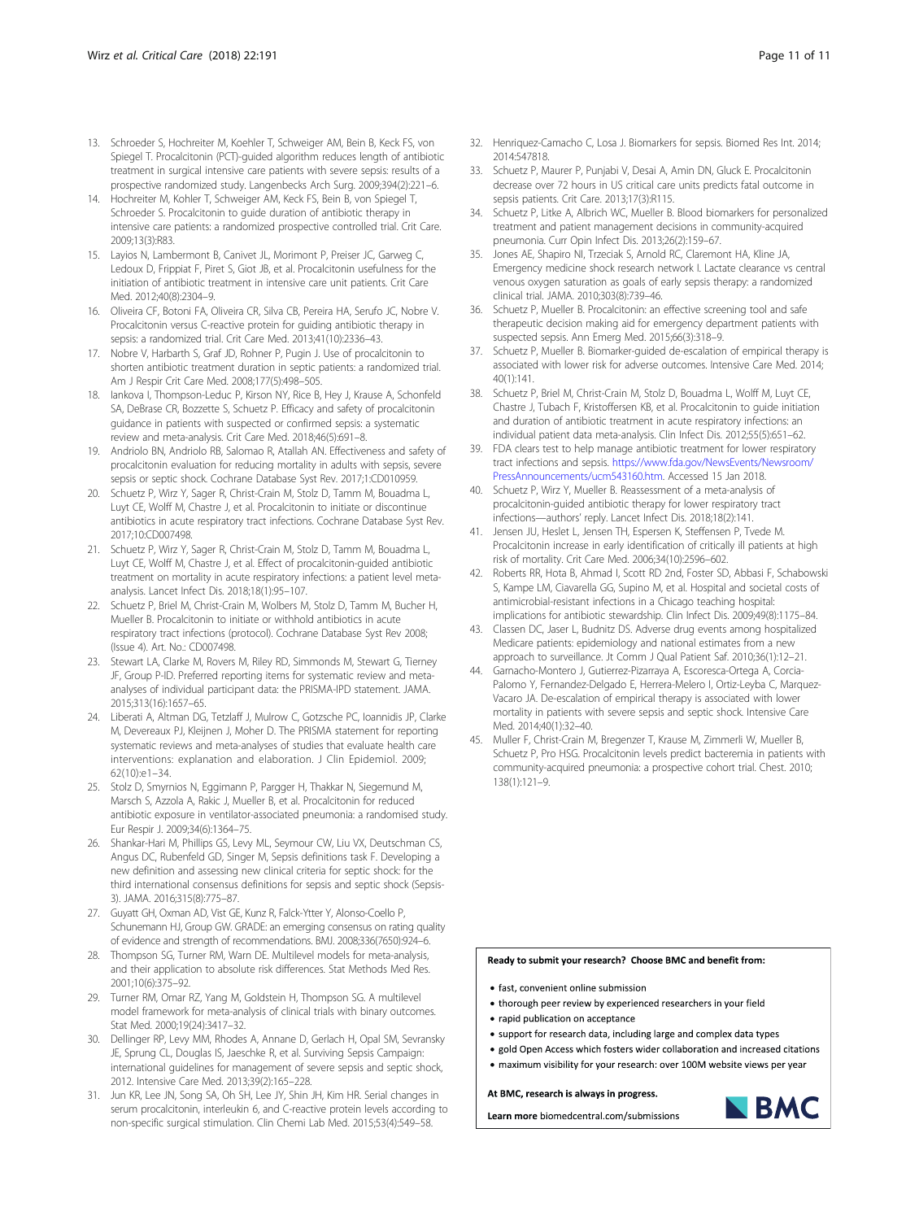13. Schroeder S, Hochreiter M, Koehler T, Schweiger AM, Bein B, Keck FS, von Spiegel T. Procalcitonin (PCT)-guided algorithm reduces length of antibiotic treatment in surgical intensive care patients with severe sepsis: results of a prospective randomized study. Langenbecks Arch Surg. 2009;394(2):221–6.
14. Hochreiter M, Kohler T, Schweiger AM, Keck FS, Bein B, von Spiegel T, Schroeder S. Procalcitonin to guide duration of antibiotic therapy in intensive care patients: a randomized prospective controlled trial. Crit Care. 2009;13(3):R83.
15. Layios N, Lambermont B, Canivet JL, Morimont P, Preiser JC, Garweg C, Ledoux D, Frippiat F, Piret S, Giot JB, et al. Procalcitonin usefulness for the initiation of antibiotic treatment in intensive care unit patients. Crit Care Med. 2012;40(8):2304–9.
16. Oliveira CF, Botoni FA, Oliveira CR, Silva CB, Pereira HA, Serufo JC, Nobre V. Procalcitonin versus C-reactive protein for guiding antibiotic therapy in sepsis: a randomized trial. Crit Care Med. 2013;41(10):2336–43.
17. Nobre V, Harbarth S, Graf JD, Rohner P, Pugin J. Use of procalcitonin to shorten antibiotic treatment duration in septic patients: a randomized trial. Am J Respir Crit Care Med. 2008;177(5):498–505.
18. Iankova I, Thompson-Leduc P, Kirson NY, Rice B, Hey J, Krause A, Schonfeld SA, DeBrase CR, Bozzette S, Schuetz P. Efficacy and safety of procalcitonin guidance in patients with suspected or confirmed sepsis: a systematic review and meta-analysis. Crit Care Med. 2018;46(5):691–8.
19. Andriolo BN, Andriolo RB, Salomao R, Atallah AN. Effectiveness and safety of procalcitonin evaluation for reducing mortality in adults with sepsis, severe sepsis or septic shock. Cochrane Database Syst Rev. 2017;1:CD010959.
20. Schuetz P, Wirz Y, Sager R, Christ-Crain M, Stolz D, Tamm M, Bouadma L, Luyt CE, Wolff M, Chastre J, et al. Procalcitonin to initiate or discontinue antibiotics in acute respiratory tract infections. Cochrane Database Syst Rev. 2017;10:CD007498.
21. Schuetz P, Wirz Y, Sager R, Christ-Crain M, Stolz D, Tamm M, Bouadma L, Luyt CE, Wolff M, Chastre J, et al. Effect of procalcitonin-guided antibiotic treatment on mortality in acute respiratory infections: a patient level meta-analysis. Lancet Infect Dis. 2018;18(1):95–107.
22. Schuetz P, Briel M, Christ-Crain M, Wolbers M, Stolz D, Tamm M, Bucher H, Mueller B. Procalcitonin to initiate or withhold antibiotics in acute respiratory tract infections (protocol). Cochrane Database Syst Rev 2008; (Issue 4). Art. No.: CD007498.
23. Stewart LA, Clarke M, Rovers M, Riley RD, Simmonds M, Stewart G, Tierney JF, Group P-ID. Preferred reporting items for systematic review and meta-analyses of individual participant data: the PRISMA-IPD statement. JAMA. 2015;313(16):1657–65.
24. Liberati A, Altman DG, Tetzlaff J, Mulrow C, Gotzsche PC, Ioannidis JP, Clarke M, Devereaux PJ, Kleijnen J, Moher D. The PRISMA statement for reporting systematic reviews and meta-analyses of studies that evaluate health care interventions: explanation and elaboration. J Clin Epidemiol. 2009; 62(10):e1–34.
25. Stolz D, Smyrnios N, Eggimann P, Pargger H, Thakkar N, Siegemund M, Marsch S, Azzola A, Rakic J, Mueller B, et al. Procalcitonin for reduced antibiotic exposure in ventilator-associated pneumonia: a randomised study. Eur Respir J. 2009;34(6):1364–75.
26. Shankar-Hari M, Phillips GS, Levy ML, Seymour CW, Liu VX, Deutschman CS, Angus DC, Rubenfeld GD, Singer M, Sepsis definitions task F. Developing a new definition and assessing new clinical criteria for septic shock: for the third international consensus definitions for sepsis and septic shock (Sepsis-3). JAMA. 2016;315(8):775–87.
27. Guyatt GH, Oxman AD, Vist GE, Kunz R, Falck-Ytter Y, Alonso-Coello P, Schunemann HJ, Group GW. GRADE: an emerging consensus on rating quality of evidence and strength of recommendations. BMJ. 2008;336(7650):924–6.
28. Thompson SG, Turner RM, Warn DE. Multilevel models for meta-analysis, and their application to absolute risk differences. Stat Methods Med Res. 2001;10(6):375–92.
29. Turner RM, Omar RZ, Yang M, Goldstein H, Thompson SG. A multilevel model framework for meta-analysis of clinical trials with binary outcomes. Stat Med. 2000;19(24):3417–32.
30. Dellinger RP, Levy MM, Rhodes A, Annane D, Gerlach H, Opal SM, Sevransky JE, Sprung CL, Douglas IS, Jaeschke R, et al. Surviving Sepsis Campaign: international guidelines for management of severe sepsis and septic shock, 2012. Intensive Care Med. 2013;39(2):165–228.
31. Jun KR, Lee JN, Song SA, Oh SH, Lee JY, Shin JH, Kim HR. Serial changes in serum procalcitonin, interleukin 6, and C-reactive protein levels according to non-specific surgical stimulation. Clin Chemi Lab Med. 2015;53(4):549–58.
32. Henriquez-Camacho C, Losa J. Biomarkers for sepsis. Biomed Res Int. 2014; 2014:547818.
33. Schuetz P, Maurer P, Punjabi V, Desai A, Amin DN, Gluck E. Procalcitonin decrease over 72 hours in US critical care units predicts fatal outcome in sepsis patients. Crit Care. 2013;17(3):R115.
34. Schuetz P, Litke A, Albrich WC, Mueller B. Blood biomarkers for personalized treatment and patient management decisions in community-acquired pneumonia. Curr Opin Infect Dis. 2013;26(2):159–67.
35. Jones AE, Shapiro NI, Trzeciak S, Arnold RC, Claremont HA, Kline JA, Emergency medicine shock research network I. Lactate clearance vs central venous oxygen saturation as goals of early sepsis therapy: a randomized clinical trial. JAMA. 2010;303(8):739–46.
36. Schuetz P, Mueller B. Procalcitonin: an effective screening tool and safe therapeutic decision making aid for emergency department patients with suspected sepsis. Ann Emerg Med. 2015;66(3):318–9.
37. Schuetz P, Mueller B. Biomarker-guided de-escalation of empirical therapy is associated with lower risk for adverse outcomes. Intensive Care Med. 2014; 40(1):141.
38. Schuetz P, Briel M, Christ-Crain M, Stolz D, Bouadma L, Wolff M, Luyt CE, Chastre J, Tubach F, Kristoffersen KB, et al. Procalcitonin to guide initiation and duration of antibiotic treatment in acute respiratory infections: an individual patient data meta-analysis. Clin Infect Dis. 2012;55(5):651–62.
39. FDA clears test to help manage antibiotic treatment for lower respiratory tract infections and sepsis. https://www.fda.gov/NewsEvents/Newsroom/PressAnnouncements/ucm543160.htm. Accessed 15 Jan 2018.
40. Schuetz P, Wirz Y, Mueller B. Reassessment of a meta-analysis of procalcitonin-guided antibiotic therapy for lower respiratory tract infections—authors' reply. Lancet Infect Dis. 2018;18(2):141.
41. Jensen JU, Heslet L, Jensen TH, Espersen K, Steffensen P, Tvede M. Procalcitonin increase in early identification of critically ill patients at high risk of mortality. Crit Care Med. 2006;34(10):2596–602.
42. Roberts RR, Hota B, Ahmad I, Scott RD 2nd, Foster SD, Abbasi F, Schabowski S, Kampe LM, Ciavarella GG, Supino M, et al. Hospital and societal costs of antimicrobial-resistant infections in a Chicago teaching hospital: implications for antibiotic stewardship. Clin Infect Dis. 2009;49(8):1175–84.
43. Classen DC, Jaser L, Budnitz DS. Adverse drug events among hospitalized Medicare patients: epidemiology and national estimates from a new approach to surveillance. Jt Comm J Qual Patient Saf. 2010;36(1):12–21.
44. Garnacho-Montero J, Gutierrez-Pizarraya A, Escoresca-Ortega A, Corcia-Palomo Y, Fernandez-Delgado E, Herrera-Melero I, Ortiz-Leyba C, Marquez-Vacaro JA. De-escalation of empirical therapy is associated with lower mortality in patients with severe sepsis and septic shock. Intensive Care Med. 2014;40(1):32–40.
45. Muller F, Christ-Crain M, Bregenzer T, Krause M, Zimmerli W, Mueller B, Schuetz P, Pro HSG. Procalcitonin levels predict bacteremia in patients with community-acquired pneumonia: a prospective cohort trial. Chest. 2010; 138(1):121–9.

**Ready to submit your research? Choose BMC and benefit from:**

- fast, convenient online submission
- thorough peer review by experienced researchers in your field
- rapid publication on acceptance
- support for research data, including large and complex data types
- gold Open Access which fosters wider collaboration and increased citations
- maximum visibility for your research: over 100M website views per year

**At BMC, research is always in progress.**

**Learn more** biomedcentral.com/submissions

BMC